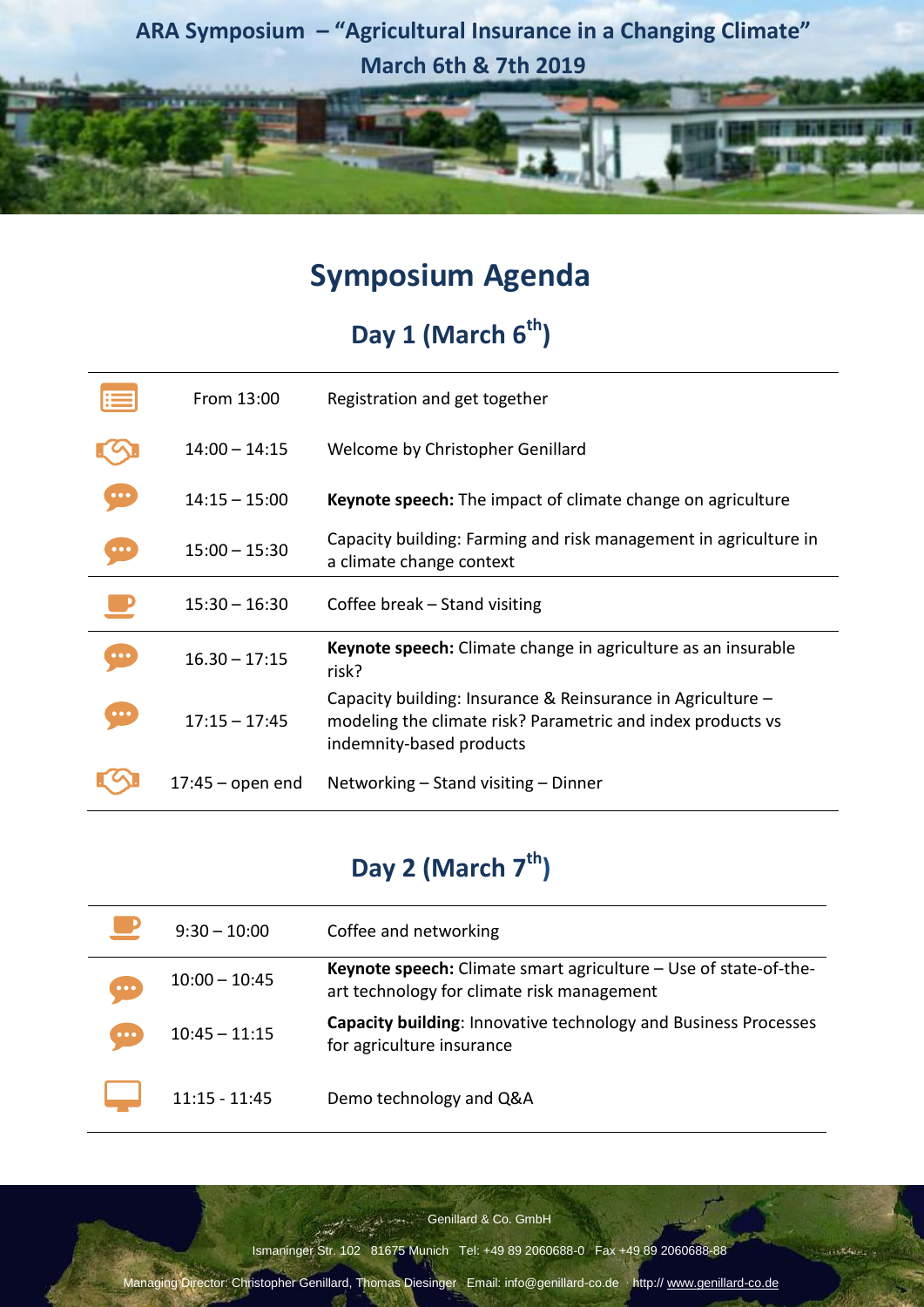# ARA Symposium – "Agricultural Insurance in a Changing Climate"

March 6th & 7th 2019

## Symposium Agenda

### Day 1 (March 6th)

| Time | Session |
|---|---|
| From 13:00 | Registration and get together |
| 14:00 – 14:15 | Welcome by Christopher Genillard |
| 14:15 – 15:00 | **Keynote speech:** The impact of climate change on agriculture |
| 15:00 – 15:30 | Capacity building: Farming and risk management in agriculture in a climate change context |
| 15:30 – 16:30 | Coffee break – Stand visiting |
| 16.30 – 17:15 | **Keynote speech:** Climate change in agriculture as an insurable risk? |
| 17:15 – 17:45 | Capacity building: Insurance & Reinsurance in Agriculture – modeling the climate risk? Parametric and index products vs indemnity-based products |
| 17:45 – open end | Networking – Stand visiting – Dinner |

### Day 2 (March 7th)

| Time | Session |
|---|---|
| 9:30 – 10:00 | Coffee and networking |
| 10:00 – 10:45 | **Keynote speech:** Climate smart agriculture – Use of state-of-the-art technology for climate risk management |
| 10:45 – 11:15 | **Capacity building**: Innovative technology and Business Processes for agriculture insurance |
| 11:15 - 11:45 | Demo technology and Q&A |

Genillard & Co. GmbH

Ismaninger Str. 102 81675 Munich Tel: +49 89 2060688-0 Fax +49 89 2060688-88

Managing Director: Christopher Genillard, Thomas Diesinger Email: info@genillard-co.de · http:// www.genillard-co.de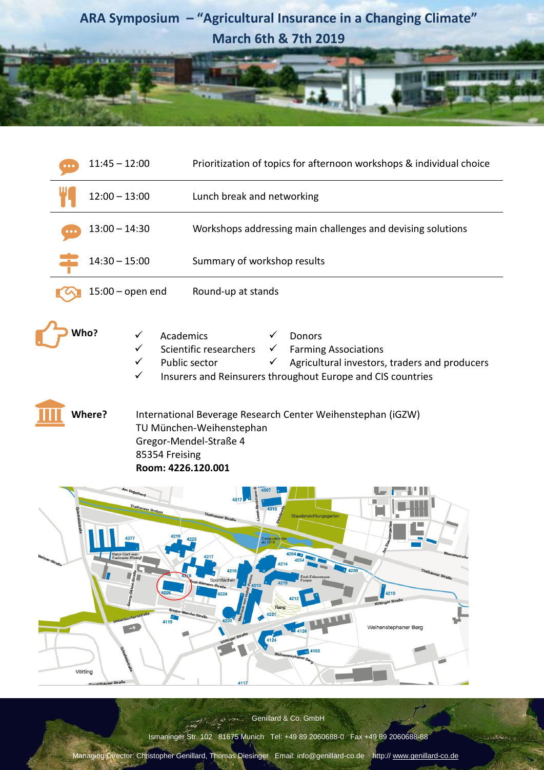# ARA Symposium – "Agricultural Insurance in a Changing Climate"

## March 6th & 7th 2019

| | |
|---|---|
| 11:45 – 12:00 | Prioritization of topics for afternoon workshops & individual choice |
| 12:00 – 13:00 | Lunch break and networking |
| 13:00 – 14:30 | Workshops addressing main challenges and devising solutions |
| 14:30 – 15:00 | Summary of workshop results |
| 15:00 – open end | Round-up at stands |

**Who?**

- ✓ Academics
- ✓ Scientific researchers
- ✓ Public sector
- ✓ Insurers and Reinsurers throughout Europe and CIS countries
- ✓ Donors
- ✓ Farming Associations
- ✓ Agricultural investors, traders and producers

**Where?**

International Beverage Research Center Weihenstephan (iGZW)
TU München-Weihenstephan
Gregor-Mendel-Straße 4
85354 Freising
**Room: 4226.120.001**

Genillard & Co. GmbH

Ismaninger Str. 102 81675 Munich Tel: +49 89 2060688-0 Fax +49 89 2060688-88

Managing Director: Christopher Genillard, Thomas Diesinger Email: info@genillard-co.de · http:// www.genillard-co.de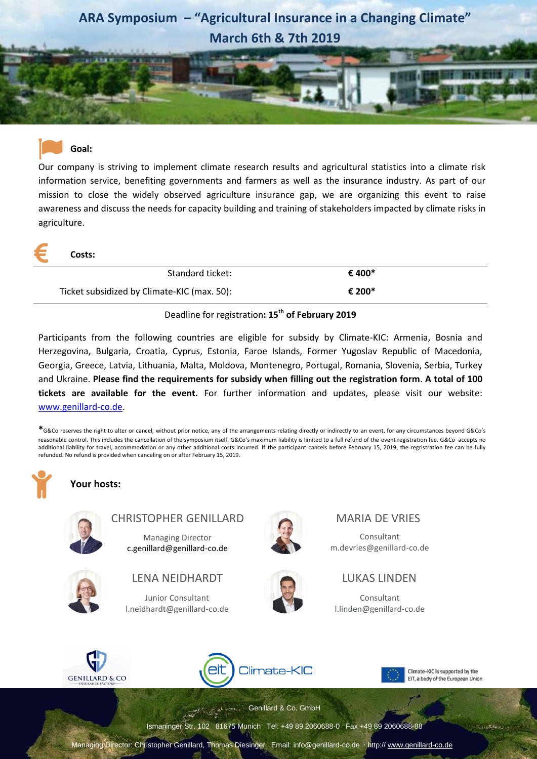# ARA Symposium – "Agricultural Insurance in a Changing Climate"

## March 6th & 7th 2019

**Goal:**

Our company is striving to implement climate research results and agricultural statistics into a climate risk information service, benefiting governments and farmers as well as the insurance industry. As part of our mission to close the widely observed agriculture insurance gap, we are organizing this event to raise awareness and discuss the needs for capacity building and training of stakeholders impacted by climate risks in agriculture.

**Costs:**

| | |
|---|---|
| Standard ticket: | **€ 400*** |
| Ticket subsidized by Climate-KIC (max. 50): | **€ 200*** |

Deadline for registration: **15th of February 2019**

Participants from the following countries are eligible for subsidy by Climate-KIC: Armenia, Bosnia and Herzegovina, Bulgaria, Croatia, Cyprus, Estonia, Faroe Islands, Former Yugoslav Republic of Macedonia, Georgia, Greece, Latvia, Lithuania, Malta, Moldova, Montenegro, Portugal, Romania, Slovenia, Serbia, Turkey and Ukraine. **Please find the requirements for subsidy when filling out the registration form**. **A total of 100 tickets are available for the event.** For further information and updates, please visit our website: www.genillard-co.de.

*G&Co reserves the right to alter or cancel, without prior notice, any of the arrangements relating directly or indirectly to an event, for any circumstances beyond G&Co's reasonable control. This includes the cancellation of the symposium itself. G&Co's maximum liability is limited to a full refund of the event registration fee. G&Co accepts no additional liability for travel, accommodation or any other additional costs incurred. If the participant cancels before February 15, 2019, the registration fee can be fully refunded. No refund is provided when canceling on or after February 15, 2019.

**Your hosts:**

CHRISTOPHER GENILLARD
Managing Director
c.genillard@genillard-co.de

MARIA DE VRIES
Consultant
m.devries@genillard-co.de

LENA NEIDHARDT
Junior Consultant
l.neidhardt@genillard-co.de

LUKAS LINDEN
Consultant
l.linden@genillard-co.de

GENILLARD & CO INSURANCE FACTORY

eit Climate-KIC

Climate-KIC is supported by the EIT, a body of the European Union

Genillard & Co. GmbH

Ismaninger Str. 102 81675 Munich Tel: +49 89 2060688-0 Fax +49 89 2060688-88

Managing Director: Christopher Genillard, Thomas Diesinger Email: info@genillard-co.de · http:// www.genillard-co.de